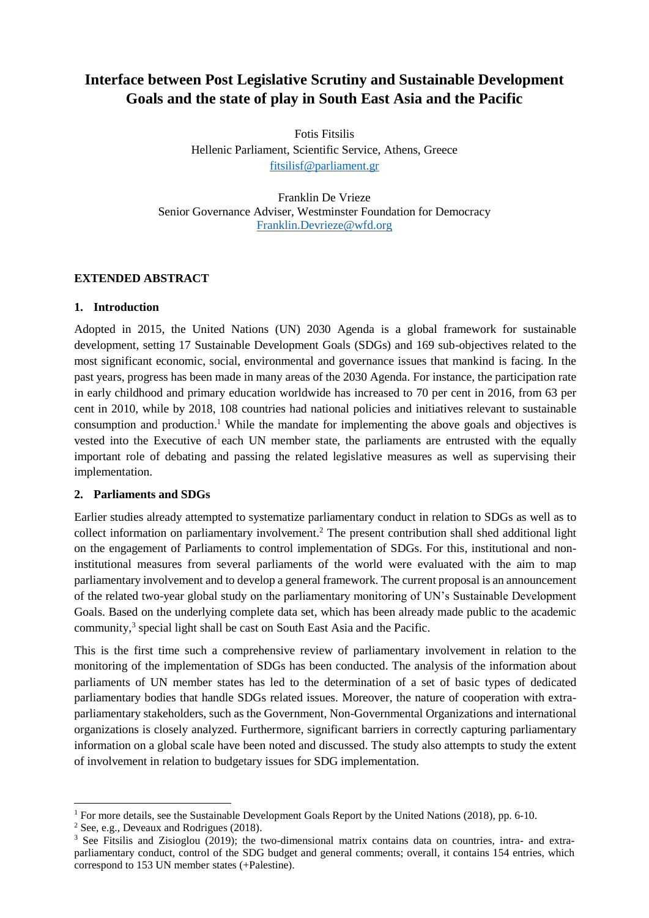# Interface between Post Legislative Scrutiny and Sustainable Development Goals and the state of play in South East Asia and the Pacific

Fotis Fitsilis
Hellenic Parliament, Scientific Service, Athens, Greece
fitsilisf@parliament.gr

Franklin De Vrieze
Senior Governance Adviser, Westminster Foundation for Democracy
Franklin.Devrieze@wfd.org

**EXTENDED ABSTRACT**

## 1. Introduction

Adopted in 2015, the United Nations (UN) 2030 Agenda is a global framework for sustainable development, setting 17 Sustainable Development Goals (SDGs) and 169 sub-objectives related to the most significant economic, social, environmental and governance issues that mankind is facing. In the past years, progress has been made in many areas of the 2030 Agenda. For instance, the participation rate in early childhood and primary education worldwide has increased to 70 per cent in 2016, from 63 per cent in 2010, while by 2018, 108 countries had national policies and initiatives relevant to sustainable consumption and production.[1] While the mandate for implementing the above goals and objectives is vested into the Executive of each UN member state, the parliaments are entrusted with the equally important role of debating and passing the related legislative measures as well as supervising their implementation.

## 2. Parliaments and SDGs

Earlier studies already attempted to systematize parliamentary conduct in relation to SDGs as well as to collect information on parliamentary involvement.[2] The present contribution shall shed additional light on the engagement of Parliaments to control implementation of SDGs. For this, institutional and non-institutional measures from several parliaments of the world were evaluated with the aim to map parliamentary involvement and to develop a general framework. The current proposal is an announcement of the related two-year global study on the parliamentary monitoring of UN's Sustainable Development Goals. Based on the underlying complete data set, which has been already made public to the academic community,[3] special light shall be cast on South East Asia and the Pacific.

This is the first time such a comprehensive review of parliamentary involvement in relation to the monitoring of the implementation of SDGs has been conducted. The analysis of the information about parliaments of UN member states has led to the determination of a set of basic types of dedicated parliamentary bodies that handle SDGs related issues. Moreover, the nature of cooperation with extra-parliamentary stakeholders, such as the Government, Non-Governmental Organizations and international organizations is closely analyzed. Furthermore, significant barriers in correctly capturing parliamentary information on a global scale have been noted and discussed. The study also attempts to study the extent of involvement in relation to budgetary issues for SDG implementation.

---

[1] For more details, see the Sustainable Development Goals Report by the United Nations (2018), pp. 6-10.

[2] See, e.g., Deveaux and Rodrigues (2018).

[3] See Fitsilis and Zisioglou (2019); the two-dimensional matrix contains data on countries, intra- and extra-parliamentary conduct, control of the SDG budget and general comments; overall, it contains 154 entries, which correspond to 153 UN member states (+Palestine).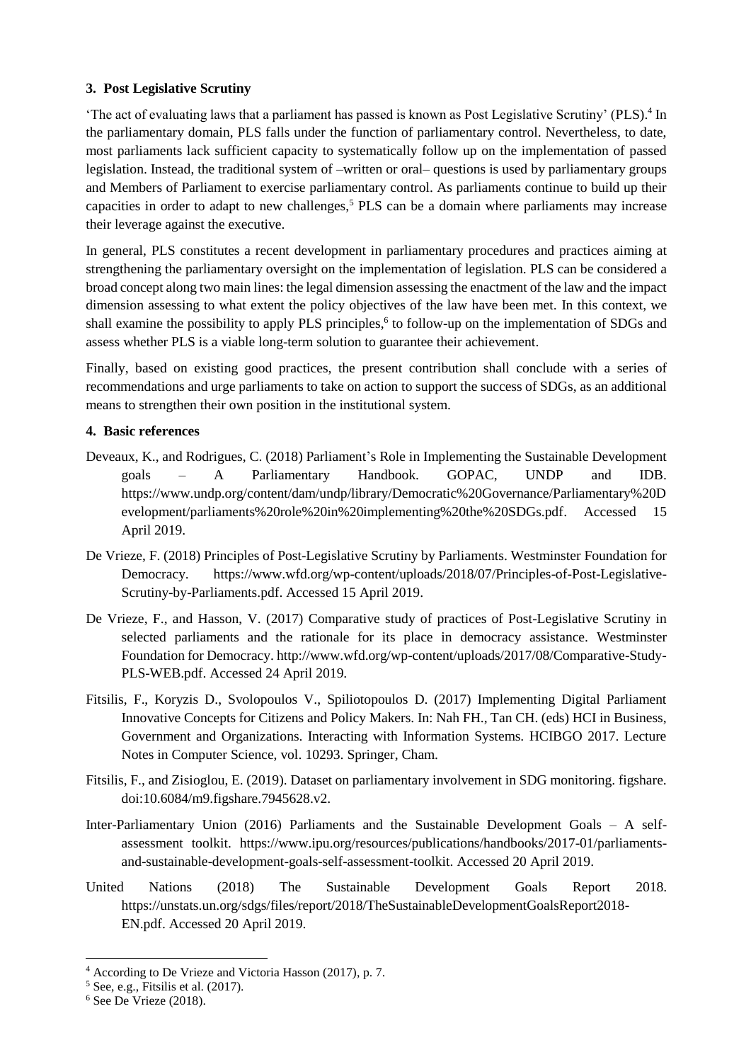### 3. Post Legislative Scrutiny

'The act of evaluating laws that a parliament has passed is known as Post Legislative Scrutiny' (PLS).[4] In the parliamentary domain, PLS falls under the function of parliamentary control. Nevertheless, to date, most parliaments lack sufficient capacity to systematically follow up on the implementation of passed legislation. Instead, the traditional system of –written or oral– questions is used by parliamentary groups and Members of Parliament to exercise parliamentary control. As parliaments continue to build up their capacities in order to adapt to new challenges,[5] PLS can be a domain where parliaments may increase their leverage against the executive.

In general, PLS constitutes a recent development in parliamentary procedures and practices aiming at strengthening the parliamentary oversight on the implementation of legislation. PLS can be considered a broad concept along two main lines: the legal dimension assessing the enactment of the law and the impact dimension assessing to what extent the policy objectives of the law have been met. In this context, we shall examine the possibility to apply PLS principles,[6] to follow-up on the implementation of SDGs and assess whether PLS is a viable long-term solution to guarantee their achievement.

Finally, based on existing good practices, the present contribution shall conclude with a series of recommendations and urge parliaments to take on action to support the success of SDGs, as an additional means to strengthen their own position in the institutional system.

### 4. Basic references

Deveaux, K., and Rodrigues, C. (2018) Parliament's Role in Implementing the Sustainable Development goals – A Parliamentary Handbook. GOPAC, UNDP and IDB. https://www.undp.org/content/dam/undp/library/Democratic%20Governance/Parliamentary%20Development/parliaments%20role%20in%20implementing%20the%20SDGs.pdf. Accessed 15 April 2019.

De Vrieze, F. (2018) Principles of Post-Legislative Scrutiny by Parliaments. Westminster Foundation for Democracy. https://www.wfd.org/wp-content/uploads/2018/07/Principles-of-Post-Legislative-Scrutiny-by-Parliaments.pdf. Accessed 15 April 2019.

De Vrieze, F., and Hasson, V. (2017) Comparative study of practices of Post-Legislative Scrutiny in selected parliaments and the rationale for its place in democracy assistance. Westminster Foundation for Democracy. http://www.wfd.org/wp-content/uploads/2017/08/Comparative-Study-PLS-WEB.pdf. Accessed 24 April 2019.

Fitsilis, F., Koryzis D., Svolopoulos V., Spiliotopoulos D. (2017) Implementing Digital Parliament Innovative Concepts for Citizens and Policy Makers. In: Nah FH., Tan CH. (eds) HCI in Business, Government and Organizations. Interacting with Information Systems. HCIBGO 2017. Lecture Notes in Computer Science, vol. 10293. Springer, Cham.

Fitsilis, F., and Zisioglou, E. (2019). Dataset on parliamentary involvement in SDG monitoring. figshare. doi:10.6084/m9.figshare.7945628.v2.

Inter-Parliamentary Union (2016) Parliaments and the Sustainable Development Goals – A self-assessment toolkit. https://www.ipu.org/resources/publications/handbooks/2017-01/parliaments-and-sustainable-development-goals-self-assessment-toolkit. Accessed 20 April 2019.

United Nations (2018) The Sustainable Development Goals Report 2018. https://unstats.un.org/sdgs/files/report/2018/TheSustainableDevelopmentGoalsReport2018-EN.pdf. Accessed 20 April 2019.

[4] According to De Vrieze and Victoria Hasson (2017), p. 7.

[5] See, e.g., Fitsilis et al. (2017).

[6] See De Vrieze (2018).